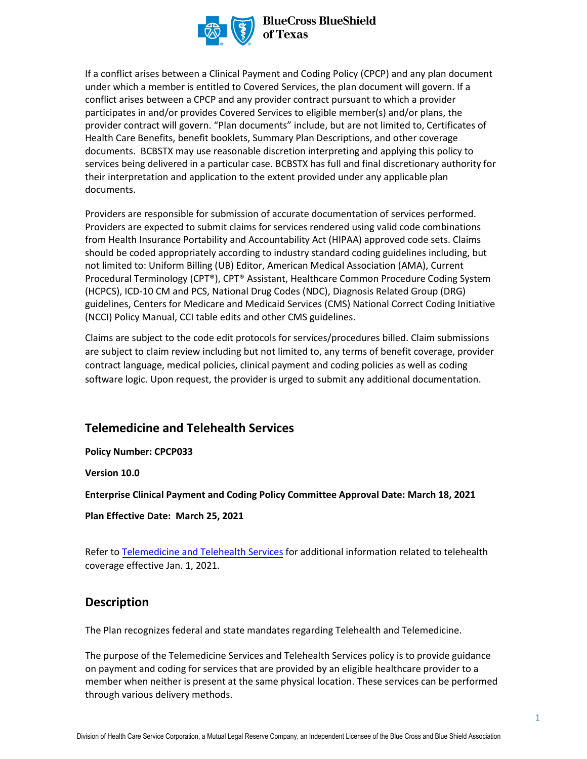If a conflict arises between a Clinical Payment and Coding Policy (CPCP) and any plan document under which a member is entitled to Covered Services, the plan document will govern. If a conflict arises between a CPCP and any provider contract pursuant to which a provider participates in and/or provides Covered Services to eligible member(s) and/or plans, the provider contract will govern. "Plan documents" include, but are not limited to, Certificates of Health Care Benefits, benefit booklets, Summary Plan Descriptions, and other coverage documents. BCBSTX may use reasonable discretion interpreting and applying this policy to services being delivered in a particular case. BCBSTX has full and final discretionary authority for their interpretation and application to the extent provided under any applicable plan documents.

Providers are responsible for submission of accurate documentation of services performed. Providers are expected to submit claims for services rendered using valid code combinations from Health Insurance Portability and Accountability Act (HIPAA) approved code sets. Claims should be coded appropriately according to industry standard coding guidelines including, but not limited to: Uniform Billing (UB) Editor, American Medical Association (AMA), Current Procedural Terminology (CPT®), CPT® Assistant, Healthcare Common Procedure Coding System (HCPCS), ICD-10 CM and PCS, National Drug Codes (NDC), Diagnosis Related Group (DRG) guidelines, Centers for Medicare and Medicaid Services (CMS) National Correct Coding Initiative (NCCI) Policy Manual, CCI table edits and other CMS guidelines.

Claims are subject to the code edit protocols for services/procedures billed. Claim submissions are subject to claim review including but not limited to, any terms of benefit coverage, provider contract language, medical policies, clinical payment and coding policies as well as coding software logic. Upon request, the provider is urged to submit any additional documentation.

## Telemedicine and Telehealth Services

**Policy Number: CPCP033**

**Version 10.0**

**Enterprise Clinical Payment and Coding Policy Committee Approval Date: March 18, 2021**

**Plan Effective Date: March 25, 2021**

Refer to Telemedicine and Telehealth Services for additional information related to telehealth coverage effective Jan. 1, 2021.

## Description

The Plan recognizes federal and state mandates regarding Telehealth and Telemedicine.

The purpose of the Telemedicine Services and Telehealth Services policy is to provide guidance on payment and coding for services that are provided by an eligible healthcare provider to a member when neither is present at the same physical location. These services can be performed through various delivery methods.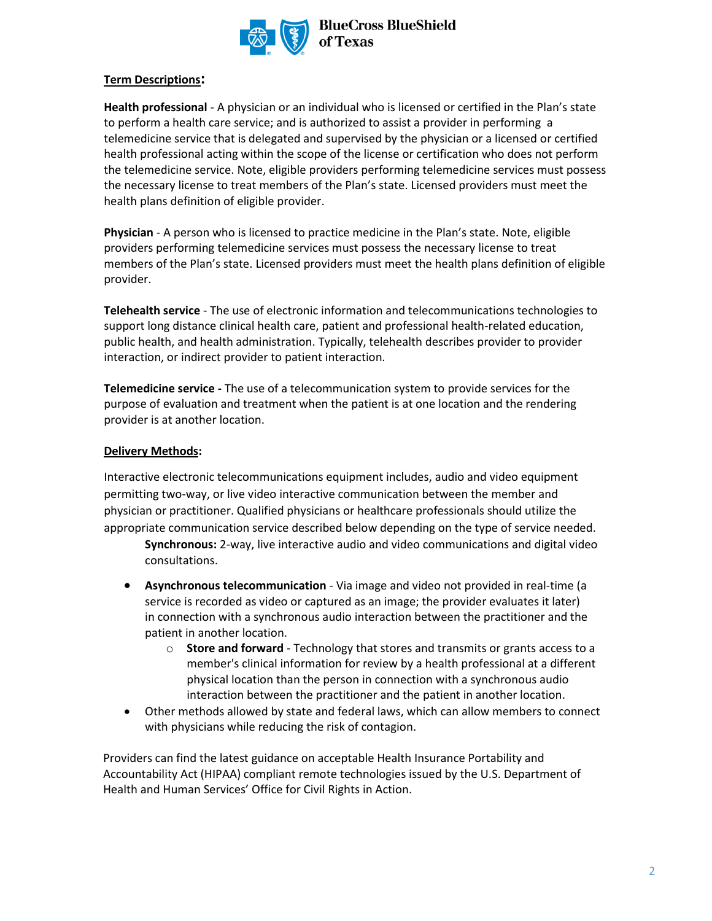**Term Descriptions:**

**Health professional** - A physician or an individual who is licensed or certified in the Plan's state to perform a health care service; and is authorized to assist a provider in performing a telemedicine service that is delegated and supervised by the physician or a licensed or certified health professional acting within the scope of the license or certification who does not perform the telemedicine service. Note, eligible providers performing telemedicine services must possess the necessary license to treat members of the Plan's state. Licensed providers must meet the health plans definition of eligible provider.

**Physician** - A person who is licensed to practice medicine in the Plan's state. Note, eligible providers performing telemedicine services must possess the necessary license to treat members of the Plan's state. Licensed providers must meet the health plans definition of eligible provider.

**Telehealth service** - The use of electronic information and telecommunications technologies to support long distance clinical health care, patient and professional health-related education, public health, and health administration. Typically, telehealth describes provider to provider interaction, or indirect provider to patient interaction.

**Telemedicine service -** The use of a telecommunication system to provide services for the purpose of evaluation and treatment when the patient is at one location and the rendering provider is at another location.

**Delivery Methods:**

Interactive electronic telecommunications equipment includes, audio and video equipment permitting two-way, or live video interactive communication between the member and physician or practitioner. Qualified physicians or healthcare professionals should utilize the appropriate communication service described below depending on the type of service needed.

**Synchronous:** 2-way, live interactive audio and video communications and digital video consultations.

- **Asynchronous telecommunication** - Via image and video not provided in real-time (a service is recorded as video or captured as an image; the provider evaluates it later) in connection with a synchronous audio interaction between the practitioner and the patient in another location.
  - **Store and forward** - Technology that stores and transmits or grants access to a member's clinical information for review by a health professional at a different physical location than the person in connection with a synchronous audio interaction between the practitioner and the patient in another location.
- Other methods allowed by state and federal laws, which can allow members to connect with physicians while reducing the risk of contagion.

Providers can find the latest guidance on acceptable Health Insurance Portability and Accountability Act (HIPAA) compliant remote technologies issued by the U.S. Department of Health and Human Services' Office for Civil Rights in Action.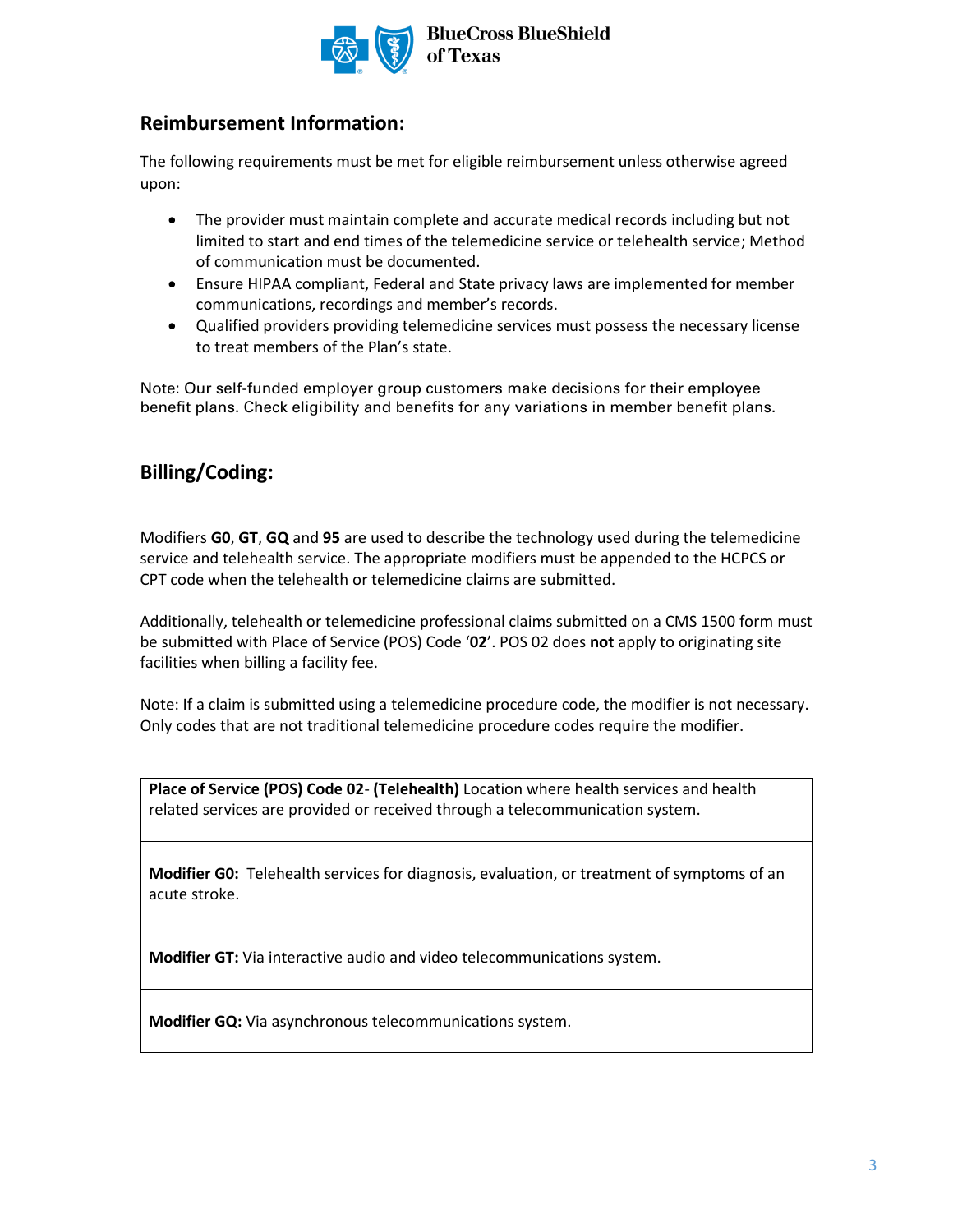## Reimbursement Information:

The following requirements must be met for eligible reimbursement unless otherwise agreed upon:

- The provider must maintain complete and accurate medical records including but not limited to start and end times of the telemedicine service or telehealth service; Method of communication must be documented.
- Ensure HIPAA compliant, Federal and State privacy laws are implemented for member communications, recordings and member's records.
- Qualified providers providing telemedicine services must possess the necessary license to treat members of the Plan's state.

Note: Our self-funded employer group customers make decisions for their employee benefit plans. Check eligibility and benefits for any variations in member benefit plans.

## Billing/Coding:

Modifiers **G0**, **GT**, **GQ** and **95** are used to describe the technology used during the telemedicine service and telehealth service. The appropriate modifiers must be appended to the HCPCS or CPT code when the telehealth or telemedicine claims are submitted.

Additionally, telehealth or telemedicine professional claims submitted on a CMS 1500 form must be submitted with Place of Service (POS) Code '**02**'. POS 02 does **not** apply to originating site facilities when billing a facility fee.

Note: If a claim is submitted using a telemedicine procedure code, the modifier is not necessary. Only codes that are not traditional telemedicine procedure codes require the modifier.

| |
|---|
| **Place of Service (POS) Code 02**- **(Telehealth)** Location where health services and health related services are provided or received through a telecommunication system. |
| **Modifier G0:** Telehealth services for diagnosis, evaluation, or treatment of symptoms of an acute stroke. |
| **Modifier GT:** Via interactive audio and video telecommunications system. |
| **Modifier GQ:** Via asynchronous telecommunications system. |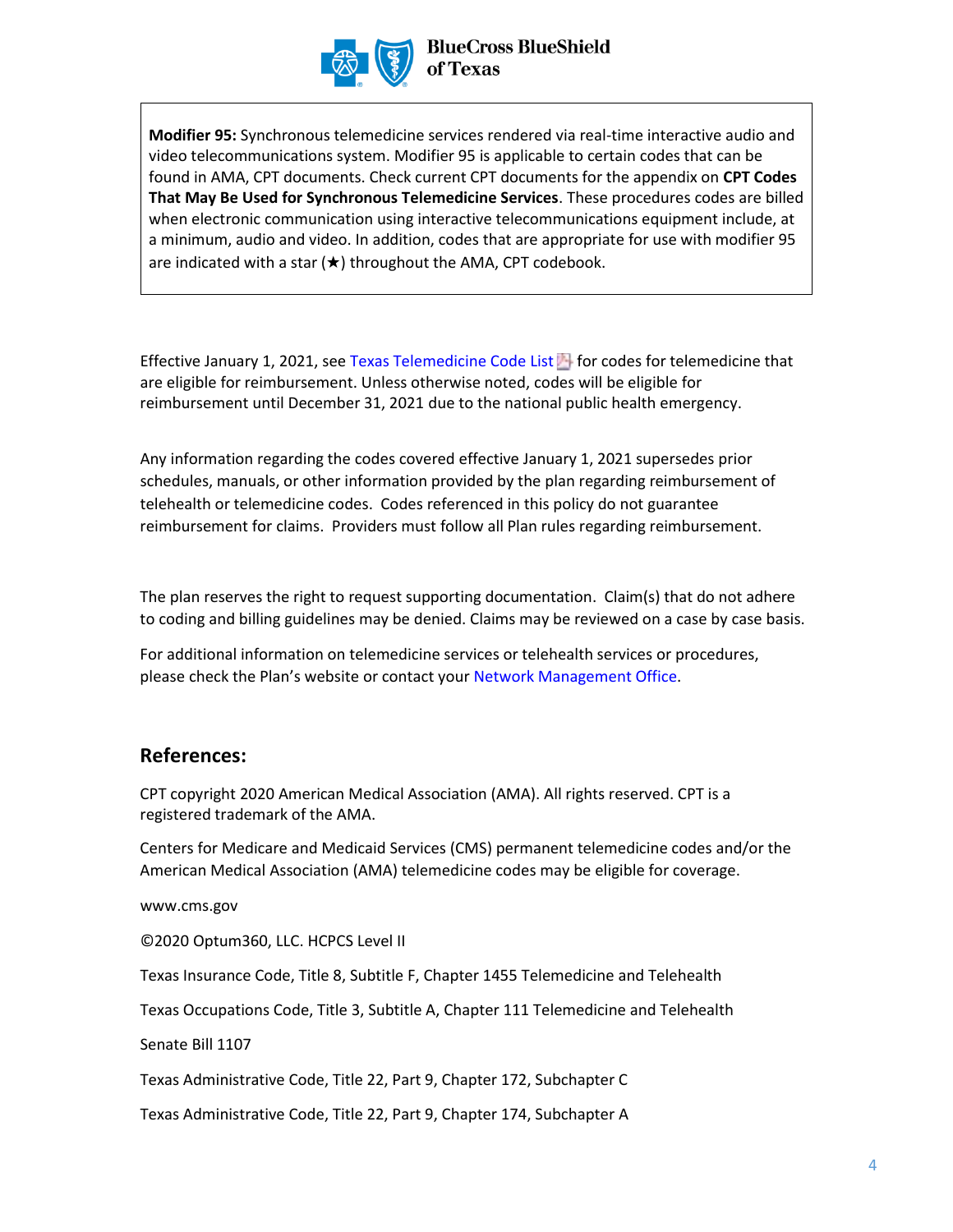**Modifier 95:** Synchronous telemedicine services rendered via real-time interactive audio and video telecommunications system. Modifier 95 is applicable to certain codes that can be found in AMA, CPT documents. Check current CPT documents for the appendix on **CPT Codes That May Be Used for Synchronous Telemedicine Services**. These procedures codes are billed when electronic communication using interactive telecommunications equipment include, at a minimum, audio and video. In addition, codes that are appropriate for use with modifier 95 are indicated with a star (★) throughout the AMA, CPT codebook.

Effective January 1, 2021, see Texas Telemedicine Code List for codes for telemedicine that are eligible for reimbursement. Unless otherwise noted, codes will be eligible for reimbursement until December 31, 2021 due to the national public health emergency.

Any information regarding the codes covered effective January 1, 2021 supersedes prior schedules, manuals, or other information provided by the plan regarding reimbursement of telehealth or telemedicine codes. Codes referenced in this policy do not guarantee reimbursement for claims. Providers must follow all Plan rules regarding reimbursement.

The plan reserves the right to request supporting documentation. Claim(s) that do not adhere to coding and billing guidelines may be denied. Claims may be reviewed on a case by case basis.

For additional information on telemedicine services or telehealth services or procedures, please check the Plan's website or contact your Network Management Office.

## References:

CPT copyright 2020 American Medical Association (AMA). All rights reserved. CPT is a registered trademark of the AMA.

Centers for Medicare and Medicaid Services (CMS) permanent telemedicine codes and/or the American Medical Association (AMA) telemedicine codes may be eligible for coverage.

www.cms.gov

©2020 Optum360, LLC. HCPCS Level II

Texas Insurance Code, Title 8, Subtitle F, Chapter 1455 Telemedicine and Telehealth

Texas Occupations Code, Title 3, Subtitle A, Chapter 111 Telemedicine and Telehealth

Senate Bill 1107

Texas Administrative Code, Title 22, Part 9, Chapter 172, Subchapter C

Texas Administrative Code, Title 22, Part 9, Chapter 174, Subchapter A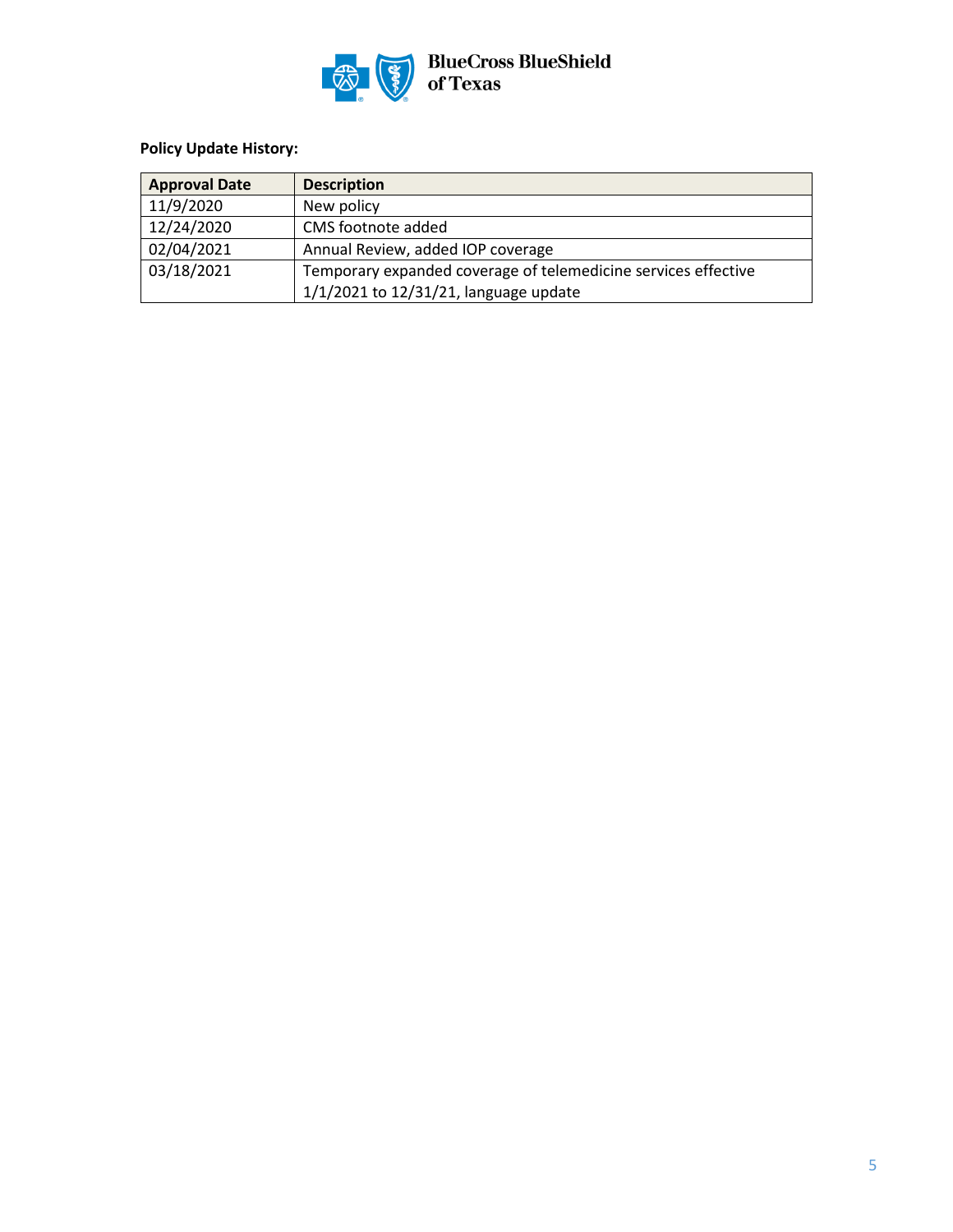**Policy Update History:**

| Approval Date | Description |
| --- | --- |
| 11/9/2020 | New policy |
| 12/24/2020 | CMS footnote added |
| 02/04/2021 | Annual Review, added IOP coverage |
| 03/18/2021 | Temporary expanded coverage of telemedicine services effective 1/1/2021 to 12/31/21, language update |